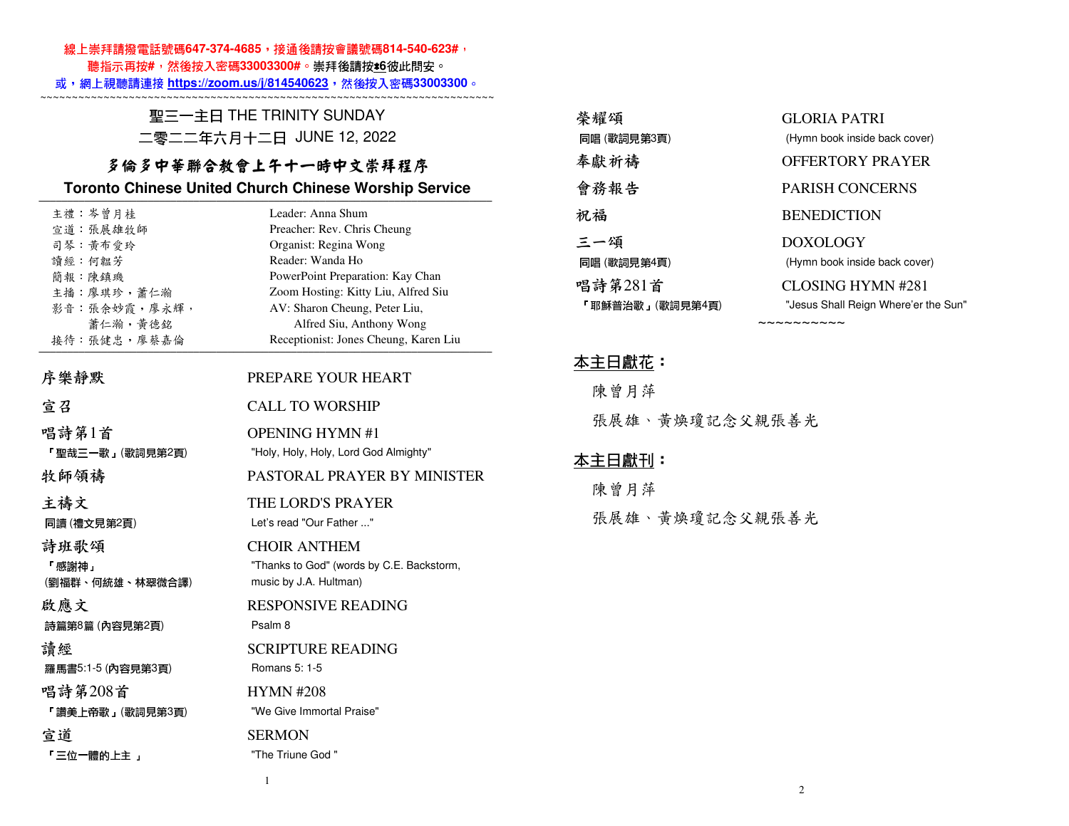**線上崇拜請撥電話號碼647-374-4685，接通後請按會議號碼814-540-623#，**
**聽指示再按#，然後按入密碼33003300#。崇拜後請按\*6彼此問安。**
**或，網上視聽請連接 https://zoom.us/j/814540623，然後按入密碼33003300。**

~~~~~~~~~~~~~~~~~~~~~~~~~~~~~~~~~~~~~~~~~~~~~~~~~~~~~~~~~~~~~~~~~~~~~~~~~~~~

# 聖三一主日 THE TRINITY SUNDAY

## 二零二二年六月十二日 JUNE 12, 2022

## 多倫多中華聯合教會上午十一時中文崇拜程序

## Toronto Chinese United Church Chinese Worship Service

| | |
|---|---|
| 主禮：岑曾月桂 | Leader: Anna Shum |
| 宣道：張展雄牧師 | Preacher: Rev. Chris Cheung |
| 司琴：黃布愛玲 | Organist: Regina Wong |
| 讀經：何韞芳 | Reader: Wanda Ho |
| 簡報：陳鎮璣 | PowerPoint Preparation: Kay Chan |
| 主播：廖琪珍，蕭仁瀚 | Zoom Hosting: Kitty Liu, Alfred Siu |
| 影音：張余妙霞，廖永輝，蕭仁瀚，黃德銘 | AV: Sharon Cheung, Peter Liu, Alfred Siu, Anthony Wong |
| 接待：張健忠，廖蔡嘉倫 | Receptionist: Jones Cheung, Karen Liu |

**序樂靜默** — PREPARE YOUR HEART

**宣召** — CALL TO WORSHIP

**唱詩第1首** — OPENING HYMN #1
「聖哉三一歌」(歌詞見第2頁) — "Holy, Holy, Holy, Lord God Almighty"

**牧師領禱** — PASTORAL PRAYER BY MINISTER

**主禱文** — THE LORD'S PRAYER
同讀 (禮文見第2頁) — Let's read "Our Father ..."

**詩班歌頌** — CHOIR ANTHEM
「感謝神」(劉福群、何統雄、林翠微合譯) — "Thanks to God" (words by C.E. Backstorm, music by J.A. Hultman)

**啟應文** — RESPONSIVE READING
詩篇第8篇 (內容見第2頁) — Psalm 8

**讀經** — SCRIPTURE READING
羅馬書5:1-5 (內容見第3頁) — Romans 5: 1-5

**唱詩第208首** — HYMN #208
「讚美上帝歌」(歌詞見第3頁) — "We Give Immortal Praise"

**宣道** — SERMON
「三位一體的上主 」 — "The Triune God "

**榮耀頌** — GLORIA PATRI
同唱 (歌詞見第3頁) — (Hymn book inside back cover)

**奉獻祈禱** — OFFERTORY PRAYER

**會務報告** — PARISH CONCERNS

**祝福** — BENEDICTION

**三一頌** — DOXOLOGY
同唱 (歌詞見第4頁) — (Hymn book inside back cover)

**唱詩第281首** — CLOSING HYMN #281
「耶穌普治歌」(歌詞見第4頁) — "Jesus Shall Reign Where'er the Sun"

~~~~~~~~~~

**本主日獻花：**

陳曾月萍

張展雄、黃煥瓊記念父親張善光

**本主日獻刊：**

陳曾月萍

張展雄、黃煥瓊記念父親張善光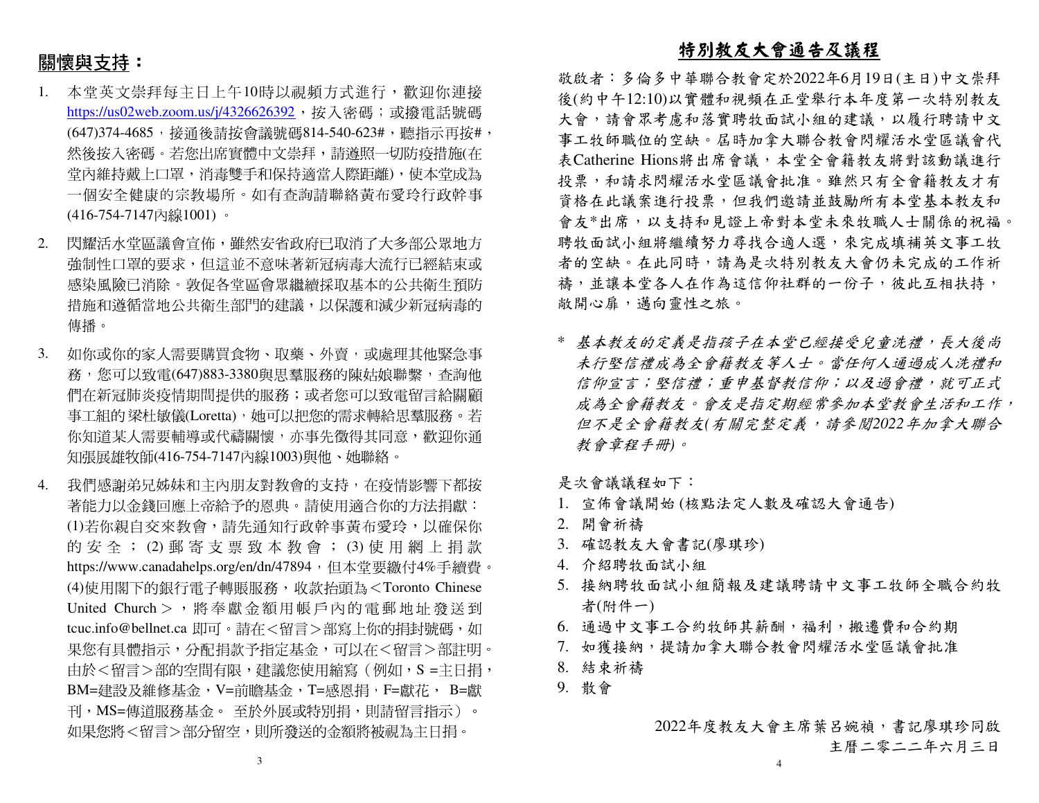## 關懷與支持：

1. 本堂英文崇拜每主日上午10時以視頻方式進行，歡迎你連接 https://us02web.zoom.us/j/4326626392，按入密碼；或撥電話號碼(647)374-4685，接通後請按會議號碼814-540-623#，聽指示再按#，然後按入密碼。若您出席實體中文崇拜，請遵照一切防疫措施(在堂內維持戴上口罩，消毒雙手和保持適當人際距離)，使本堂成為一個安全健康的宗教場所。如有查詢請聯絡黃布愛玲行政幹事(416-754-7147內線1001) 。

2. 閃耀活水堂區議會宣佈，雖然安省政府已取消了大多部公眾地方強制性口罩的要求，但這並不意味著新冠病毒大流行已經結束或感染風險已消除。敦促各堂區會眾繼續採取基本的公共衛生預防措施和遵循當地公共衛生部門的建議，以保護和減少新冠病毒的傳播。

3. 如你或你的家人需要購買食物、取藥、外賣，或處理其他緊急事務，您可以致電(647)883-3380與思羣服務的陳姑娘聯繫，查詢他們在新冠肺炎疫情期間提供的服務；或者您可以致電留言給關顧事工組的梁杜敏儀(Loretta)，她可以把您的需求轉給思羣服務。若你知道某人需要輔導或代禱關懷，亦事先徵得其同意，歡迎你通知張展雄牧師(416-754-7147內線1003)與他、她聯絡。

4. 我們感謝弟兄姊妹和主內朋友對教會的支持，在疫情影響下都按著能力以金錢回應上帝給予的恩典。請使用適合你的方法捐獻：(1)若你親自交來教會，請先通知行政幹事黃布愛玲，以確保你的安全；(2)郵寄支票致本教會；(3)使用網上捐款 https://www.canadahelps.org/en/dn/47894，但本堂要繳付4%手續費。(4)使用閣下的銀行電子轉賬服務，收款抬頭為＜Toronto Chinese United Church＞，將奉獻金額用帳戶內的電郵地址發送到 tcuc.info@bellnet.ca 即可。請在＜留言＞部寫上你的捐封號碼，如果您有具體指示，分配捐款予指定基金，可以在＜留言＞部註明。由於＜留言＞部的空間有限，建議您使用縮寫（例如，S =主日捐，BM=建設及維修基金，V=前瞻基金，T=感恩捐，F=獻花， B=獻刊，MS=傳道服務基金。 至於外展或特別捐，則請留言指示）。如果您將＜留言＞部分留空，則所發送的金額將被視為主日捐。

## 特別教友大會通告及議程

敬啟者：多倫多中華聯合教會定於2022年6月19日(主日)中文崇拜後(約中午12:10)以實體和視頻在正堂舉行本年度第一次特別教友大會，請會眾考慮和落實聘牧面試小組的建議，以履行聘請中文事工牧師職位的空缺。屆時加拿大聯合教會閃耀活水堂區議會代表Catherine Hions將出席會議，本堂全會籍教友將對該動議進行投票，和請求閃耀活水堂區議會批准。雖然只有全會籍教友才有資格在此議案進行投票，但我們邀請並鼓勵所有本堂基本教友和會友*出席，以支持和見證上帝對本堂未來牧職人士關係的祝福。聘牧面試小組將繼續努力尋找合適人選，來完成填補英文事工牧者的空缺。在此同時，請為是次特別教友大會仍未完成的工作祈禱，並讓本堂各人在作為這信仰社群的一份子，彼此互相扶持，敞開心扉，邁向靈性之旅。

\* *基本教友的定義是指孩子在本堂已經接受兒童洗禮，長大後尚未行堅信禮成為全會籍教友等人士。當任何人通過成人洗禮和信仰宣言；堅信禮；重申基督教信仰；以及過會禮，就可正式成為全會籍教友。會友是指定期經常參加本堂教會生活和工作，但不是全會籍教友(有關完整定義，請參閱2022年加拿大聯合教會章程手冊)。*

是次會議議程如下：

1. 宣佈會議開始 (核點法定人數及確認大會通告)
2. 開會祈禱
3. 確認教友大會書記(廖琪珍)
4. 介紹聘牧面試小組
5. 接納聘牧面試小組簡報及建議聘請中文事工牧師全職合約牧者(附件一)
6. 通過中文事工合約牧師其薪酬，福利，搬遷費和合約期
7. 如獲接納，提請加拿大聯合教會閃耀活水堂區議會批准
8. 結束祈禱
9. 散會

2022年度教友大會主席葉呂婉禎，書記廖琪珍同啟

主曆二零二二年六月三日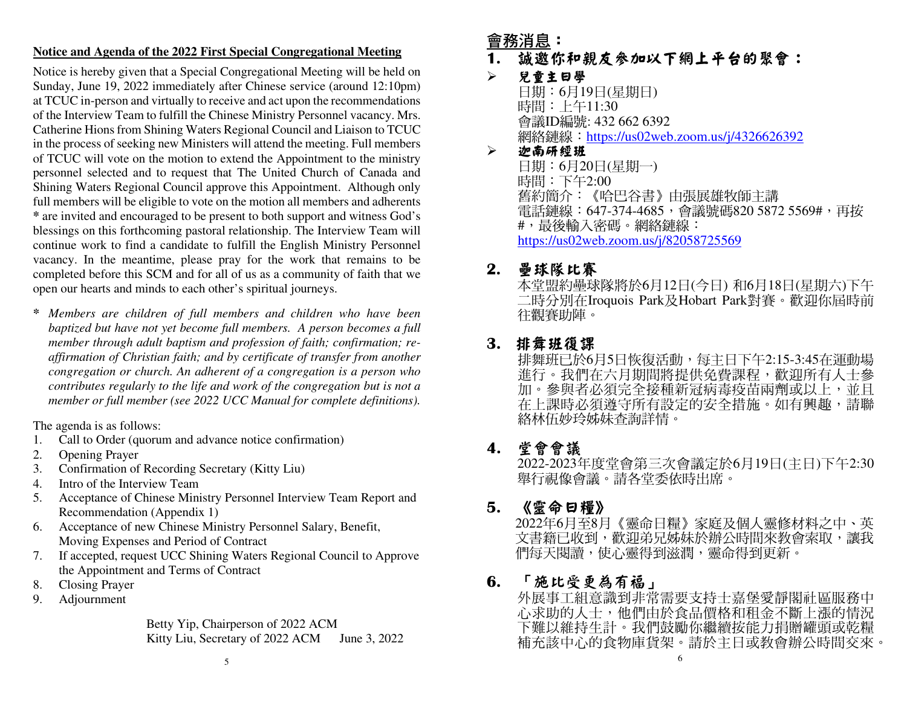## Notice and Agenda of the 2022 First Special Congregational Meeting

Notice is hereby given that a Special Congregational Meeting will be held on Sunday, June 19, 2022 immediately after Chinese service (around 12:10pm) at TCUC in-person and virtually to receive and act upon the recommendations of the Interview Team to fulfill the Chinese Ministry Personnel vacancy. Mrs. Catherine Hions from Shining Waters Regional Council and Liaison to TCUC in the process of seeking new Ministers will attend the meeting. Full members of TCUC will vote on the motion to extend the Appointment to the ministry personnel selected and to request that The United Church of Canada and Shining Waters Regional Council approve this Appointment. Although only full members will be eligible to vote on the motion all members and adherents * are invited and encouraged to be present to both support and witness God's blessings on this forthcoming pastoral relationship. The Interview Team will continue work to find a candidate to fulfill the English Ministry Personnel vacancy. In the meantime, please pray for the work that remains to be completed before this SCM and for all of us as a community of faith that we open our hearts and minds to each other's spiritual journeys.

\* *Members are children of full members and children who have been baptized but have not yet become full members. A person becomes a full member through adult baptism and profession of faith; confirmation; re-affirmation of Christian faith; and by certificate of transfer from another congregation or church. An adherent of a congregation is a person who contributes regularly to the life and work of the congregation but is not a member or full member (see 2022 UCC Manual for complete definitions).*

The agenda is as follows:

1. Call to Order (quorum and advance notice confirmation)
2. Opening Prayer
3. Confirmation of Recording Secretary (Kitty Liu)
4. Intro of the Interview Team
5. Acceptance of Chinese Ministry Personnel Interview Team Report and Recommendation (Appendix 1)
6. Acceptance of new Chinese Ministry Personnel Salary, Benefit, Moving Expenses and Period of Contract
7. If accepted, request UCC Shining Waters Regional Council to Approve the Appointment and Terms of Contract
8. Closing Prayer
9. Adjournment

Betty Yip, Chairperson of 2022 ACM
Kitty Liu, Secretary of 2022 ACM June 3, 2022

## 會務消息：

### 1. 誠邀你和親友參加以下網上平台的聚會：

- **兒童主日學**
  日期：6月19日(星期日)
  時間：上午11:30
  會議ID編號: 432 662 6392
  網絡鏈線：https://us02web.zoom.us/j/4326626392

- **迦南研經班**
  日期：6月20日(星期一)
  時間：下午2:00
  舊約簡介：《哈巴谷書》由張展雄牧師主講
  電話鏈線：647-374-4685，會議號碼820 5872 5569#，再按#，最後輸入密碼。網絡鏈線：
  https://us02web.zoom.us/j/82058725569

### 2. 壘球隊比賽

本堂盟約壘球隊將於6月12日(今日) 和6月18日(星期六)下午二時分別在Iroquois Park及Hobart Park對賽。歡迎你屆時前往觀賽助陣。

### 3. 排舞班復課

排舞班已於6月5日恢復活動，每主日下午2:15-3:45在運動場進行。我們在六月期間將提供免費課程，歡迎所有人士參加。參與者必須完全接種新冠病毒疫苗兩劑或以上，並且在上課時必須遵守所有設定的安全措施。如有興趣，請聯絡林伍妙玲姊妹查詢詳情。

### 4. 堂會會議

2022-2023年度堂會第三次會議定於6月19日(主日)下午2:30舉行視像會議。請各堂委依時出席。

### 5. 《靈命日糧》

2022年6月至8月《靈命日糧》家庭及個人靈修材料之中、英文書籍已收到，歡迎弟兄姊妹於辦公時間來教會索取，讓我們每天閱讀，使心靈得到滋潤，靈命得到更新。

### 6. 「施比受更為有福」

外展事工組意識到非常需要支持士嘉堡愛靜閣社區服務中心求助的人士，他們由於食品價格和租金不斷上漲的情況下難以維持生計。我們鼓勵你繼續按能力捐贈罐頭或乾糧補充該中心的食物庫貨架。請於主日或教會辦公時間交來。